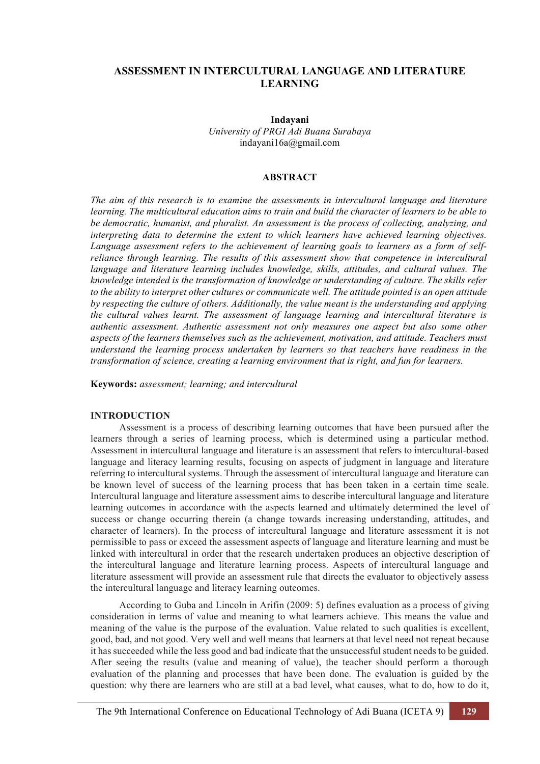# ASSESSMENT IN INTERCULTURAL LANGUAGE AND LITERATURE LEARNING

**Indayani**
*University of PRGI Adi Buana Surabaya*
indayani16a@gmail.com

## ABSTRACT

*The aim of this research is to examine the assessments in intercultural language and literature learning. The multicultural education aims to train and build the character of learners to be able to be democratic, humanist, and pluralist. An assessment is the process of collecting, analyzing, and interpreting data to determine the extent to which learners have achieved learning objectives. Language assessment refers to the achievement of learning goals to learners as a form of self-reliance through learning. The results of this assessment show that competence in intercultural language and literature learning includes knowledge, skills, attitudes, and cultural values. The knowledge intended is the transformation of knowledge or understanding of culture. The skills refer to the ability to interpret other cultures or communicate well. The attitude pointed is an open attitude by respecting the culture of others. Additionally, the value meant is the understanding and applying the cultural values learnt. The assessment of language learning and intercultural literature is authentic assessment. Authentic assessment not only measures one aspect but also some other aspects of the learners themselves such as the achievement, motivation, and attitude. Teachers must understand the learning process undertaken by learners so that teachers have readiness in the transformation of science, creating a learning environment that is right, and fun for learners.*

**Keywords:** *assessment; learning; and intercultural*

## INTRODUCTION

Assessment is a process of describing learning outcomes that have been pursued after the learners through a series of learning process, which is determined using a particular method. Assessment in intercultural language and literature is an assessment that refers to intercultural-based language and literacy learning results, focusing on aspects of judgment in language and literature referring to intercultural systems. Through the assessment of intercultural language and literature can be known level of success of the learning process that has been taken in a certain time scale. Intercultural language and literature assessment aims to describe intercultural language and literature learning outcomes in accordance with the aspects learned and ultimately determined the level of success or change occurring therein (a change towards increasing understanding, attitudes, and character of learners). In the process of intercultural language and literature assessment it is not permissible to pass or exceed the assessment aspects of language and literature learning and must be linked with intercultural in order that the research undertaken produces an objective description of the intercultural language and literature learning process. Aspects of intercultural language and literature assessment will provide an assessment rule that directs the evaluator to objectively assess the intercultural language and literacy learning outcomes.

According to Guba and Lincoln in Arifin (2009: 5) defines evaluation as a process of giving consideration in terms of value and meaning to what learners achieve. This means the value and meaning of the value is the purpose of the evaluation. Value related to such qualities is excellent, good, bad, and not good. Very well and well means that learners at that level need not repeat because it has succeeded while the less good and bad indicate that the unsuccessful student needs to be guided. After seeing the results (value and meaning of value), the teacher should perform a thorough evaluation of the planning and processes that have been done. The evaluation is guided by the question: why there are learners who are still at a bad level, what causes, what to do, how to do it,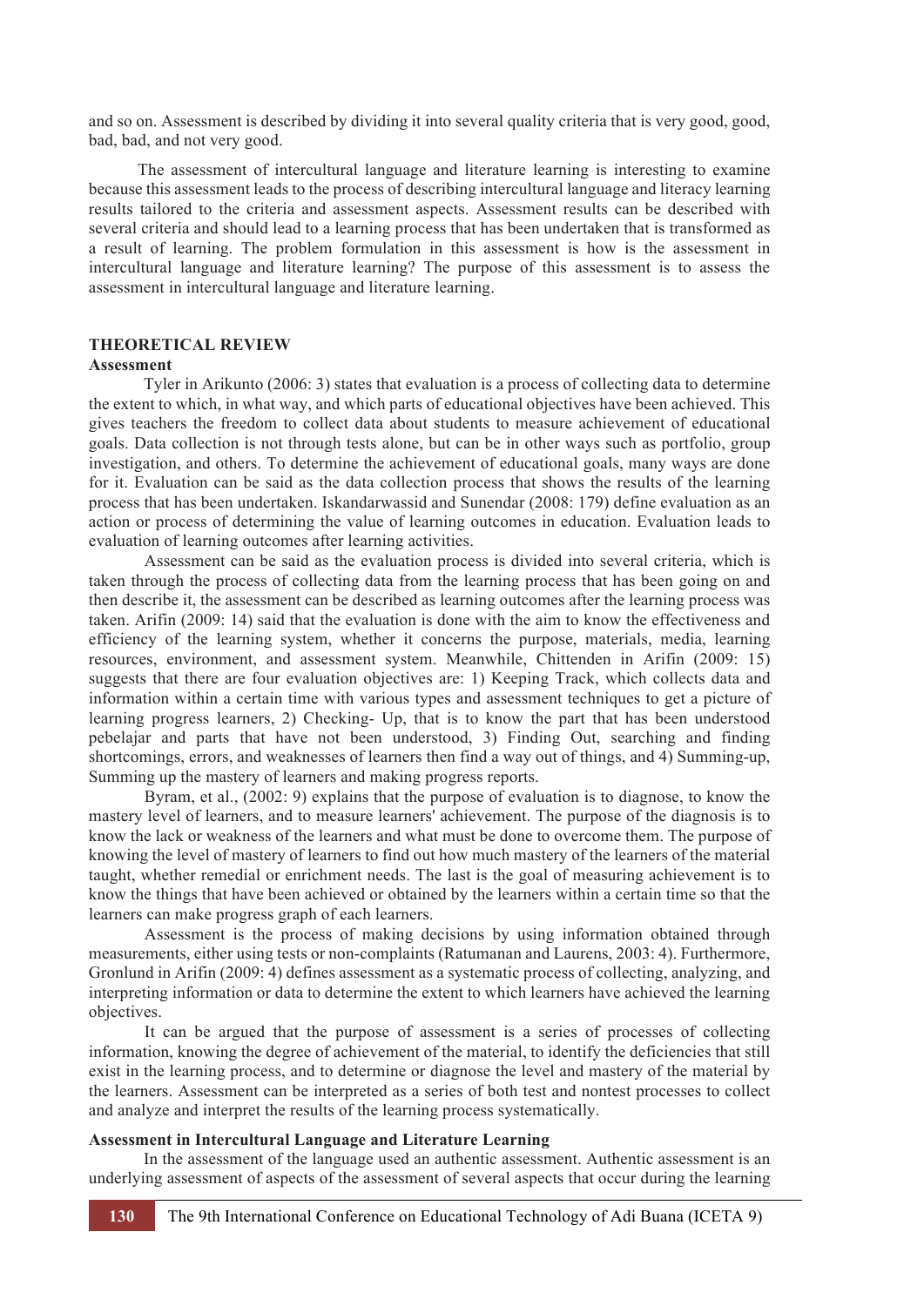and so on. Assessment is described by dividing it into several quality criteria that is very good, good, bad, bad, and not very good.

The assessment of intercultural language and literature learning is interesting to examine because this assessment leads to the process of describing intercultural language and literacy learning results tailored to the criteria and assessment aspects. Assessment results can be described with several criteria and should lead to a learning process that has been undertaken that is transformed as a result of learning. The problem formulation in this assessment is how is the assessment in intercultural language and literature learning? The purpose of this assessment is to assess the assessment in intercultural language and literature learning.

## THEORETICAL REVIEW

### Assessment

Tyler in Arikunto (2006: 3) states that evaluation is a process of collecting data to determine the extent to which, in what way, and which parts of educational objectives have been achieved. This gives teachers the freedom to collect data about students to measure achievement of educational goals. Data collection is not through tests alone, but can be in other ways such as portfolio, group investigation, and others. To determine the achievement of educational goals, many ways are done for it. Evaluation can be said as the data collection process that shows the results of the learning process that has been undertaken. Iskandarwassid and Sunendar (2008: 179) define evaluation as an action or process of determining the value of learning outcomes in education. Evaluation leads to evaluation of learning outcomes after learning activities.

Assessment can be said as the evaluation process is divided into several criteria, which is taken through the process of collecting data from the learning process that has been going on and then describe it, the assessment can be described as learning outcomes after the learning process was taken. Arifin (2009: 14) said that the evaluation is done with the aim to know the effectiveness and efficiency of the learning system, whether it concerns the purpose, materials, media, learning resources, environment, and assessment system. Meanwhile, Chittenden in Arifin (2009: 15) suggests that there are four evaluation objectives are: 1) Keeping Track, which collects data and information within a certain time with various types and assessment techniques to get a picture of learning progress learners, 2) Checking- Up, that is to know the part that has been understood pebelajar and parts that have not been understood, 3) Finding Out, searching and finding shortcomings, errors, and weaknesses of learners then find a way out of things, and 4) Summing-up, Summing up the mastery of learners and making progress reports.

Byram, et al., (2002: 9) explains that the purpose of evaluation is to diagnose, to know the mastery level of learners, and to measure learners' achievement. The purpose of the diagnosis is to know the lack or weakness of the learners and what must be done to overcome them. The purpose of knowing the level of mastery of learners to find out how much mastery of the learners of the material taught, whether remedial or enrichment needs. The last is the goal of measuring achievement is to know the things that have been achieved or obtained by the learners within a certain time so that the learners can make progress graph of each learners.

Assessment is the process of making decisions by using information obtained through measurements, either using tests or non-complaints (Ratumanan and Laurens, 2003: 4). Furthermore, Gronlund in Arifin (2009: 4) defines assessment as a systematic process of collecting, analyzing, and interpreting information or data to determine the extent to which learners have achieved the learning objectives.

It can be argued that the purpose of assessment is a series of processes of collecting information, knowing the degree of achievement of the material, to identify the deficiencies that still exist in the learning process, and to determine or diagnose the level and mastery of the material by the learners. Assessment can be interpreted as a series of both test and nontest processes to collect and analyze and interpret the results of the learning process systematically.

### Assessment in Intercultural Language and Literature Learning

In the assessment of the language used an authentic assessment. Authentic assessment is an underlying assessment of aspects of the assessment of several aspects that occur during the learning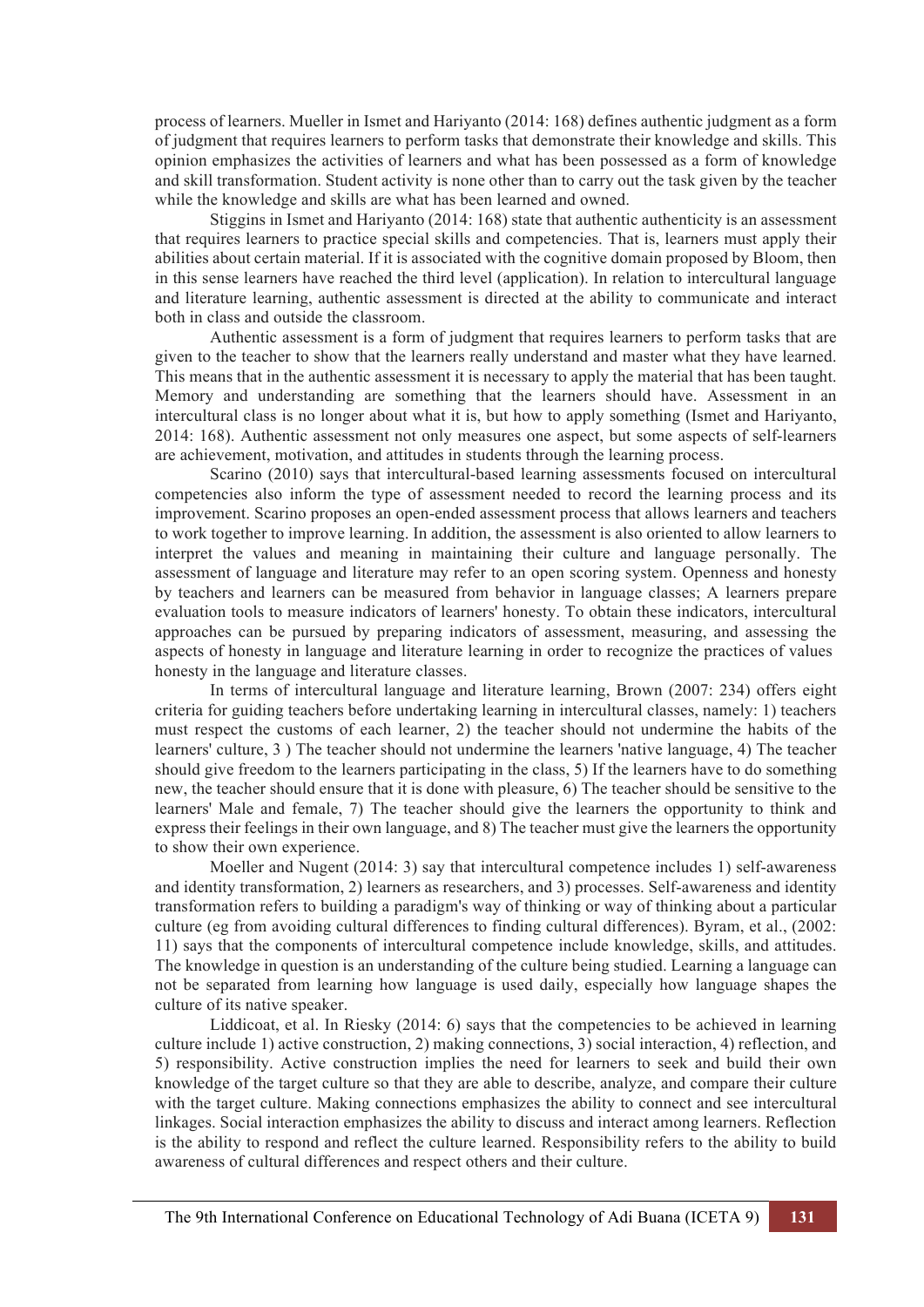process of learners. Mueller in Ismet and Hariyanto (2014: 168) defines authentic judgment as a form of judgment that requires learners to perform tasks that demonstrate their knowledge and skills. This opinion emphasizes the activities of learners and what has been possessed as a form of knowledge and skill transformation. Student activity is none other than to carry out the task given by the teacher while the knowledge and skills are what has been learned and owned.

Stiggins in Ismet and Hariyanto (2014: 168) state that authentic authenticity is an assessment that requires learners to practice special skills and competencies. That is, learners must apply their abilities about certain material. If it is associated with the cognitive domain proposed by Bloom, then in this sense learners have reached the third level (application). In relation to intercultural language and literature learning, authentic assessment is directed at the ability to communicate and interact both in class and outside the classroom.

Authentic assessment is a form of judgment that requires learners to perform tasks that are given to the teacher to show that the learners really understand and master what they have learned. This means that in the authentic assessment it is necessary to apply the material that has been taught. Memory and understanding are something that the learners should have. Assessment in an intercultural class is no longer about what it is, but how to apply something (Ismet and Hariyanto, 2014: 168). Authentic assessment not only measures one aspect, but some aspects of self-learners are achievement, motivation, and attitudes in students through the learning process.

Scarino (2010) says that intercultural-based learning assessments focused on intercultural competencies also inform the type of assessment needed to record the learning process and its improvement. Scarino proposes an open-ended assessment process that allows learners and teachers to work together to improve learning. In addition, the assessment is also oriented to allow learners to interpret the values and meaning in maintaining their culture and language personally. The assessment of language and literature may refer to an open scoring system. Openness and honesty by teachers and learners can be measured from behavior in language classes; A learners prepare evaluation tools to measure indicators of learners' honesty. To obtain these indicators, intercultural approaches can be pursued by preparing indicators of assessment, measuring, and assessing the aspects of honesty in language and literature learning in order to recognize the practices of values honesty in the language and literature classes.

In terms of intercultural language and literature learning, Brown (2007: 234) offers eight criteria for guiding teachers before undertaking learning in intercultural classes, namely: 1) teachers must respect the customs of each learner, 2) the teacher should not undermine the habits of the learners' culture, 3 ) The teacher should not undermine the learners 'native language, 4) The teacher should give freedom to the learners participating in the class, 5) If the learners have to do something new, the teacher should ensure that it is done with pleasure, 6) The teacher should be sensitive to the learners' Male and female, 7) The teacher should give the learners the opportunity to think and express their feelings in their own language, and 8) The teacher must give the learners the opportunity to show their own experience.

Moeller and Nugent (2014: 3) say that intercultural competence includes 1) self-awareness and identity transformation, 2) learners as researchers, and 3) processes. Self-awareness and identity transformation refers to building a paradigm's way of thinking or way of thinking about a particular culture (eg from avoiding cultural differences to finding cultural differences). Byram, et al., (2002: 11) says that the components of intercultural competence include knowledge, skills, and attitudes. The knowledge in question is an understanding of the culture being studied. Learning a language can not be separated from learning how language is used daily, especially how language shapes the culture of its native speaker.

Liddicoat, et al. In Riesky (2014: 6) says that the competencies to be achieved in learning culture include 1) active construction, 2) making connections, 3) social interaction, 4) reflection, and 5) responsibility. Active construction implies the need for learners to seek and build their own knowledge of the target culture so that they are able to describe, analyze, and compare their culture with the target culture. Making connections emphasizes the ability to connect and see intercultural linkages. Social interaction emphasizes the ability to discuss and interact among learners. Reflection is the ability to respond and reflect the culture learned. Responsibility refers to the ability to build awareness of cultural differences and respect others and their culture.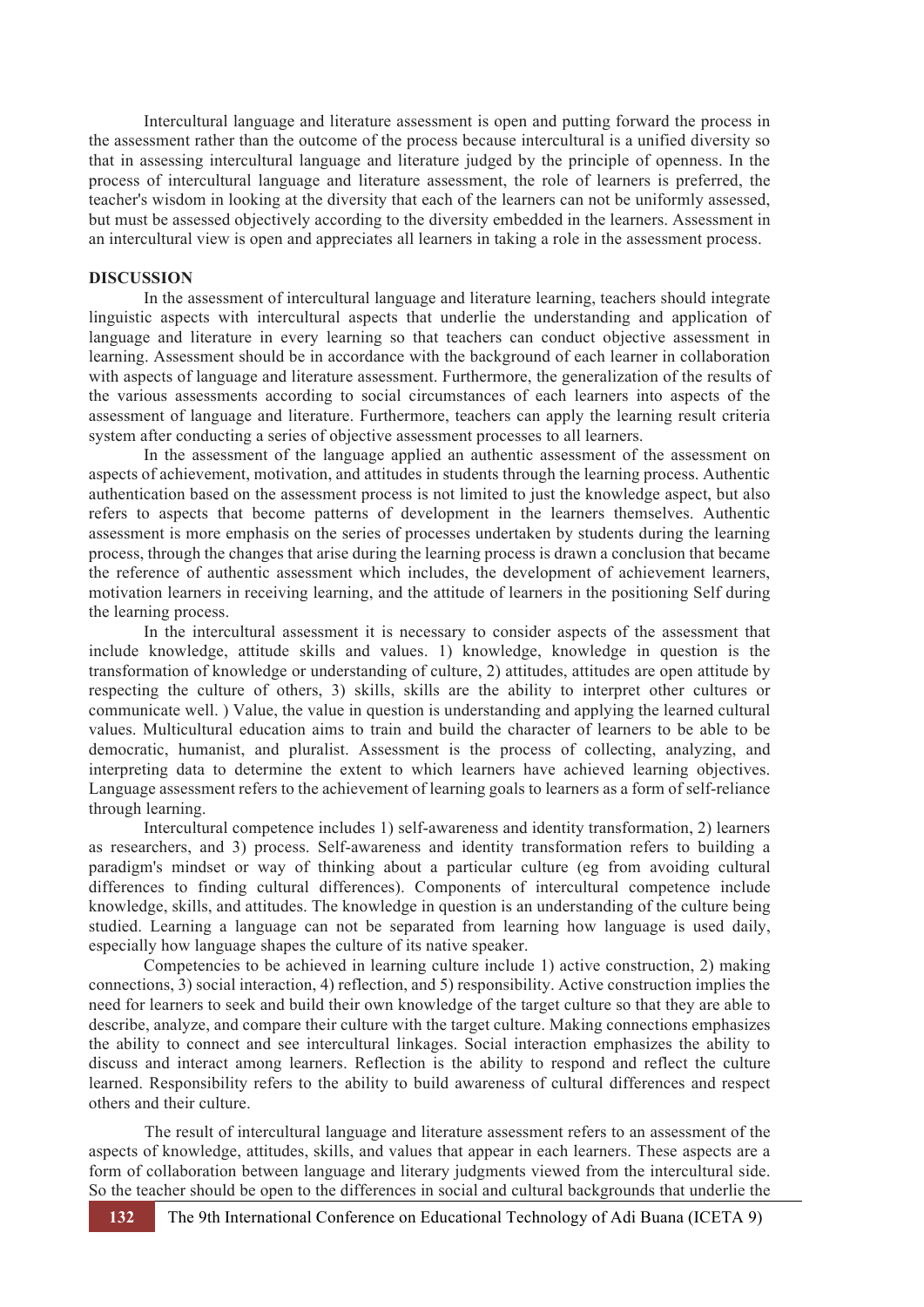Intercultural language and literature assessment is open and putting forward the process in the assessment rather than the outcome of the process because intercultural is a unified diversity so that in assessing intercultural language and literature judged by the principle of openness. In the process of intercultural language and literature assessment, the role of learners is preferred, the teacher's wisdom in looking at the diversity that each of the learners can not be uniformly assessed, but must be assessed objectively according to the diversity embedded in the learners. Assessment in an intercultural view is open and appreciates all learners in taking a role in the assessment process.

**DISCUSSION**

In the assessment of intercultural language and literature learning, teachers should integrate linguistic aspects with intercultural aspects that underlie the understanding and application of language and literature in every learning so that teachers can conduct objective assessment in learning. Assessment should be in accordance with the background of each learner in collaboration with aspects of language and literature assessment. Furthermore, the generalization of the results of the various assessments according to social circumstances of each learners into aspects of the assessment of language and literature. Furthermore, teachers can apply the learning result criteria system after conducting a series of objective assessment processes to all learners.

In the assessment of the language applied an authentic assessment of the assessment on aspects of achievement, motivation, and attitudes in students through the learning process. Authentic authentication based on the assessment process is not limited to just the knowledge aspect, but also refers to aspects that become patterns of development in the learners themselves. Authentic assessment is more emphasis on the series of processes undertaken by students during the learning process, through the changes that arise during the learning process is drawn a conclusion that became the reference of authentic assessment which includes, the development of achievement learners, motivation learners in receiving learning, and the attitude of learners in the positioning Self during the learning process.

In the intercultural assessment it is necessary to consider aspects of the assessment that include knowledge, attitude skills and values. 1) knowledge, knowledge in question is the transformation of knowledge or understanding of culture, 2) attitudes, attitudes are open attitude by respecting the culture of others, 3) skills, skills are the ability to interpret other cultures or communicate well. ) Value, the value in question is understanding and applying the learned cultural values. Multicultural education aims to train and build the character of learners to be able to be democratic, humanist, and pluralist. Assessment is the process of collecting, analyzing, and interpreting data to determine the extent to which learners have achieved learning objectives. Language assessment refers to the achievement of learning goals to learners as a form of self-reliance through learning.

Intercultural competence includes 1) self-awareness and identity transformation, 2) learners as researchers, and 3) process. Self-awareness and identity transformation refers to building a paradigm's mindset or way of thinking about a particular culture (eg from avoiding cultural differences to finding cultural differences). Components of intercultural competence include knowledge, skills, and attitudes. The knowledge in question is an understanding of the culture being studied. Learning a language can not be separated from learning how language is used daily, especially how language shapes the culture of its native speaker.

Competencies to be achieved in learning culture include 1) active construction, 2) making connections, 3) social interaction, 4) reflection, and 5) responsibility. Active construction implies the need for learners to seek and build their own knowledge of the target culture so that they are able to describe, analyze, and compare their culture with the target culture. Making connections emphasizes the ability to connect and see intercultural linkages. Social interaction emphasizes the ability to discuss and interact among learners. Reflection is the ability to respond and reflect the culture learned. Responsibility refers to the ability to build awareness of cultural differences and respect others and their culture.

The result of intercultural language and literature assessment refers to an assessment of the aspects of knowledge, attitudes, skills, and values that appear in each learners. These aspects are a form of collaboration between language and literary judgments viewed from the intercultural side. So the teacher should be open to the differences in social and cultural backgrounds that underlie the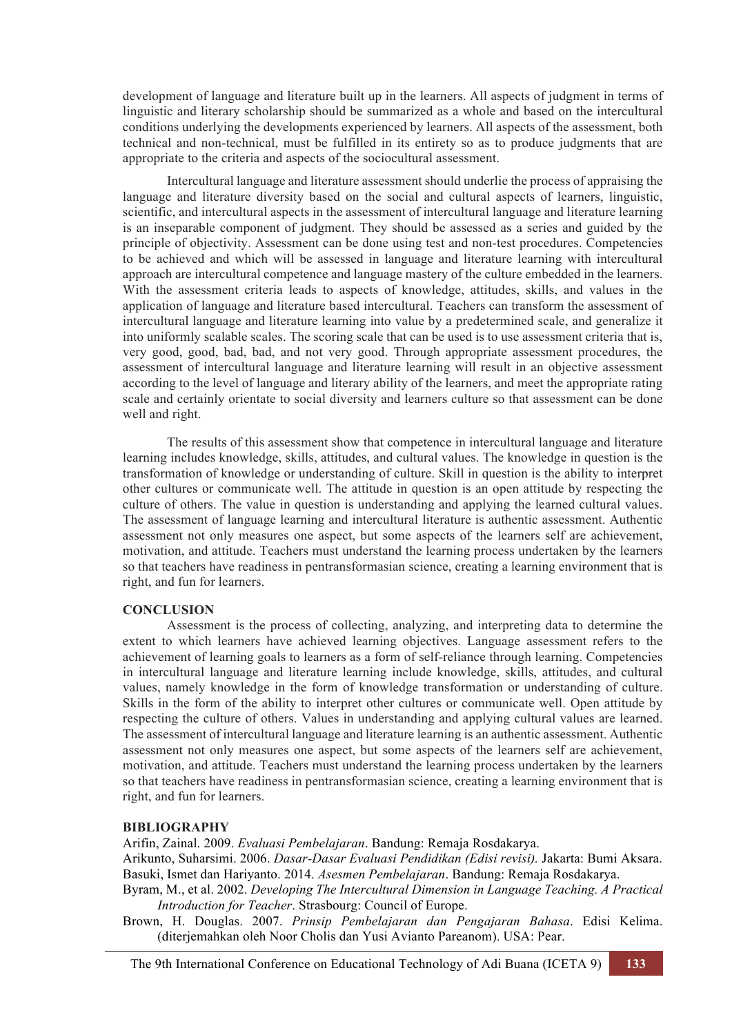development of language and literature built up in the learners. All aspects of judgment in terms of linguistic and literary scholarship should be summarized as a whole and based on the intercultural conditions underlying the developments experienced by learners. All aspects of the assessment, both technical and non-technical, must be fulfilled in its entirety so as to produce judgments that are appropriate to the criteria and aspects of the sociocultural assessment.

Intercultural language and literature assessment should underlie the process of appraising the language and literature diversity based on the social and cultural aspects of learners, linguistic, scientific, and intercultural aspects in the assessment of intercultural language and literature learning is an inseparable component of judgment. They should be assessed as a series and guided by the principle of objectivity. Assessment can be done using test and non-test procedures. Competencies to be achieved and which will be assessed in language and literature learning with intercultural approach are intercultural competence and language mastery of the culture embedded in the learners. With the assessment criteria leads to aspects of knowledge, attitudes, skills, and values in the application of language and literature based intercultural. Teachers can transform the assessment of intercultural language and literature learning into value by a predetermined scale, and generalize it into uniformly scalable scales. The scoring scale that can be used is to use assessment criteria that is, very good, good, bad, bad, and not very good. Through appropriate assessment procedures, the assessment of intercultural language and literature learning will result in an objective assessment according to the level of language and literary ability of the learners, and meet the appropriate rating scale and certainly orientate to social diversity and learners culture so that assessment can be done well and right.

The results of this assessment show that competence in intercultural language and literature learning includes knowledge, skills, attitudes, and cultural values. The knowledge in question is the transformation of knowledge or understanding of culture. Skill in question is the ability to interpret other cultures or communicate well. The attitude in question is an open attitude by respecting the culture of others. The value in question is understanding and applying the learned cultural values. The assessment of language learning and intercultural literature is authentic assessment. Authentic assessment not only measures one aspect, but some aspects of the learners self are achievement, motivation, and attitude. Teachers must understand the learning process undertaken by the learners so that teachers have readiness in pentransformasian science, creating a learning environment that is right, and fun for learners.

## CONCLUSION

Assessment is the process of collecting, analyzing, and interpreting data to determine the extent to which learners have achieved learning objectives. Language assessment refers to the achievement of learning goals to learners as a form of self-reliance through learning. Competencies in intercultural language and literature learning include knowledge, skills, attitudes, and cultural values, namely knowledge in the form of knowledge transformation or understanding of culture. Skills in the form of the ability to interpret other cultures or communicate well. Open attitude by respecting the culture of others. Values in understanding and applying cultural values are learned. The assessment of intercultural language and literature learning is an authentic assessment. Authentic assessment not only measures one aspect, but some aspects of the learners self are achievement, motivation, and attitude. Teachers must understand the learning process undertaken by the learners so that teachers have readiness in pentransformasian science, creating a learning environment that is right, and fun for learners.

## BIBLIOGRAPHY

Arifin, Zainal. 2009. *Evaluasi Pembelajaran*. Bandung: Remaja Rosdakarya.

Arikunto, Suharsimi. 2006. *Dasar-Dasar Evaluasi Pendidikan (Edisi revisi).* Jakarta: Bumi Aksara.

Basuki, Ismet dan Hariyanto. 2014. *Asesmen Pembelajaran*. Bandung: Remaja Rosdakarya.

Byram, M., et al. 2002. *Developing The Intercultural Dimension in Language Teaching. A Practical Introduction for Teacher*. Strasbourg: Council of Europe.

Brown, H. Douglas. 2007. *Prinsip Pembelajaran dan Pengajaran Bahasa*. Edisi Kelima. (diterjemahkan oleh Noor Cholis dan Yusi Avianto Pareanom). USA: Pear.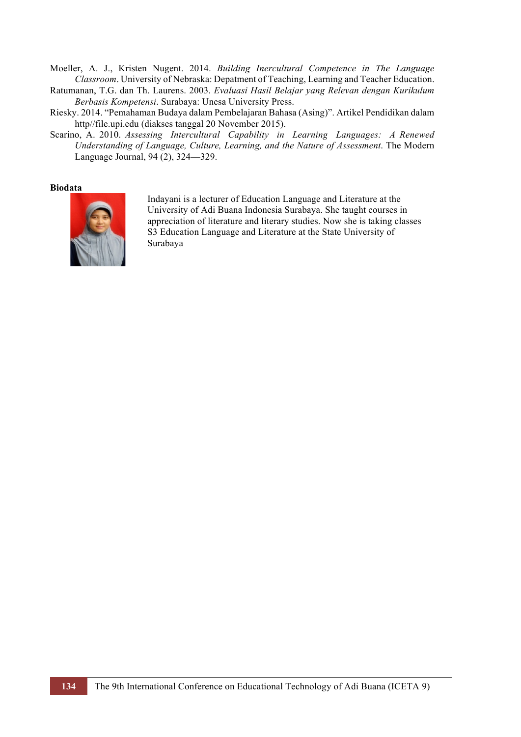Moeller, A. J., Kristen Nugent. 2014. *Building Inercultural Competence in The Language Classroom*. University of Nebraska: Depatment of Teaching, Learning and Teacher Education.

Ratumanan, T.G. dan Th. Laurens. 2003. *Evaluasi Hasil Belajar yang Relevan dengan Kurikulum Berbasis Kompetensi*. Surabaya: Unesa University Press.

Riesky. 2014. "Pemahaman Budaya dalam Pembelajaran Bahasa (Asing)". Artikel Pendidikan dalam http//file.upi.edu (diakses tanggal 20 November 2015).

Scarino, A. 2010. *Assessing Intercultural Capability in Learning Languages: A Renewed Understanding of Language, Culture, Learning, and the Nature of Assessment*. The Modern Language Journal, 94 (2), 324—329.

**Biodata**

Indayani is a lecturer of Education Language and Literature at the University of Adi Buana Indonesia Surabaya. She taught courses in appreciation of literature and literary studies. Now she is taking classes S3 Education Language and Literature at the State University of Surabaya